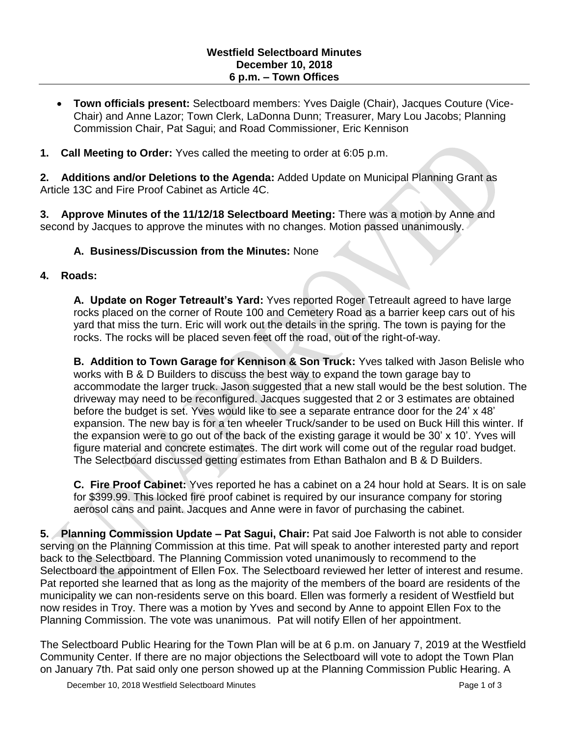**Westfield Selectboard Minutes**
**December 10, 2018**
**6 p.m. – Town Offices**

- **Town officials present:** Selectboard members: Yves Daigle (Chair), Jacques Couture (Vice-Chair) and Anne Lazor; Town Clerk, LaDonna Dunn; Treasurer, Mary Lou Jacobs; Planning Commission Chair, Pat Sagui; and Road Commissioner, Eric Kennison

**1. Call Meeting to Order:** Yves called the meeting to order at 6:05 p.m.

**2. Additions and/or Deletions to the Agenda:** Added Update on Municipal Planning Grant as Article 13C and Fire Proof Cabinet as Article 4C.

**3. Approve Minutes of the 11/12/18 Selectboard Meeting:** There was a motion by Anne and second by Jacques to approve the minutes with no changes. Motion passed unanimously.

**A. Business/Discussion from the Minutes:** None

**4. Roads:**

**A. Update on Roger Tetreault's Yard:** Yves reported Roger Tetreault agreed to have large rocks placed on the corner of Route 100 and Cemetery Road as a barrier keep cars out of his yard that miss the turn. Eric will work out the details in the spring. The town is paying for the rocks. The rocks will be placed seven feet off the road, out of the right-of-way.

**B. Addition to Town Garage for Kennison & Son Truck:** Yves talked with Jason Belisle who works with B & D Builders to discuss the best way to expand the town garage bay to accommodate the larger truck. Jason suggested that a new stall would be the best solution. The driveway may need to be reconfigured. Jacques suggested that 2 or 3 estimates are obtained before the budget is set. Yves would like to see a separate entrance door for the 24' x 48' expansion. The new bay is for a ten wheeler Truck/sander to be used on Buck Hill this winter. If the expansion were to go out of the back of the existing garage it would be 30' x 10'. Yves will figure material and concrete estimates. The dirt work will come out of the regular road budget. The Selectboard discussed getting estimates from Ethan Bathalon and B & D Builders.

**C. Fire Proof Cabinet:** Yves reported he has a cabinet on a 24 hour hold at Sears. It is on sale for $399.99. This locked fire proof cabinet is required by our insurance company for storing aerosol cans and paint. Jacques and Anne were in favor of purchasing the cabinet.

**5. Planning Commission Update – Pat Sagui, Chair:** Pat said Joe Falworth is not able to consider serving on the Planning Commission at this time. Pat will speak to another interested party and report back to the Selectboard. The Planning Commission voted unanimously to recommend to the Selectboard the appointment of Ellen Fox. The Selectboard reviewed her letter of interest and resume. Pat reported she learned that as long as the majority of the members of the board are residents of the municipality we can non-residents serve on this board. Ellen was formerly a resident of Westfield but now resides in Troy. There was a motion by Yves and second by Anne to appoint Ellen Fox to the Planning Commission. The vote was unanimous. Pat will notify Ellen of her appointment.

The Selectboard Public Hearing for the Town Plan will be at 6 p.m. on January 7, 2019 at the Westfield Community Center. If there are no major objections the Selectboard will vote to adopt the Town Plan on January 7th. Pat said only one person showed up at the Planning Commission Public Hearing. A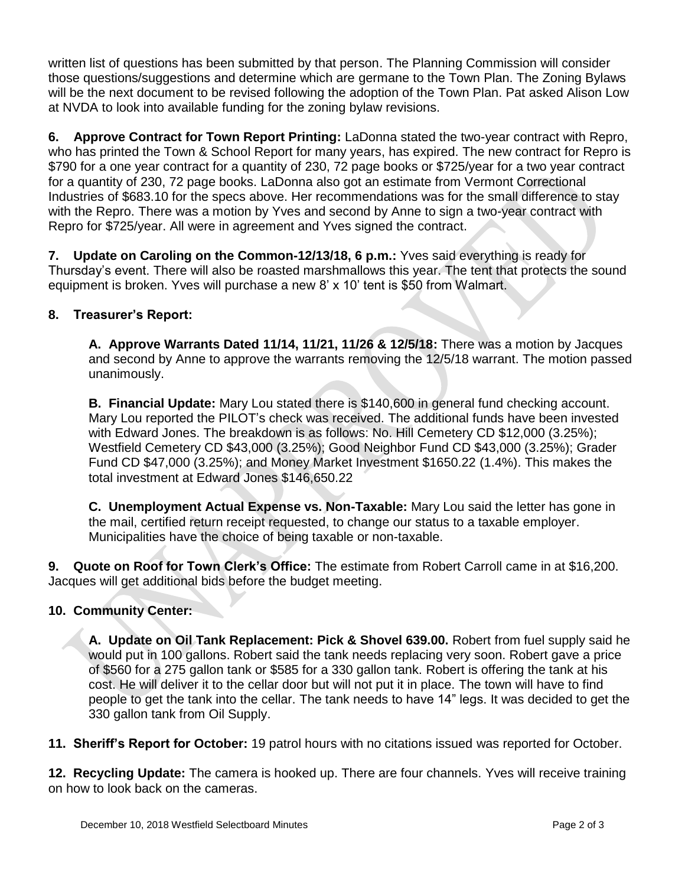written list of questions has been submitted by that person. The Planning Commission will consider those questions/suggestions and determine which are germane to the Town Plan. The Zoning Bylaws will be the next document to be revised following the adoption of the Town Plan. Pat asked Alison Low at NVDA to look into available funding for the zoning bylaw revisions.

**6. Approve Contract for Town Report Printing:** LaDonna stated the two-year contract with Repro, who has printed the Town & School Report for many years, has expired. The new contract for Repro is $790 for a one year contract for a quantity of 230, 72 page books or $725/year for a two year contract for a quantity of 230, 72 page books. LaDonna also got an estimate from Vermont Correctional Industries of $683.10 for the specs above. Her recommendations was for the small difference to stay with the Repro. There was a motion by Yves and second by Anne to sign a two-year contract with Repro for $725/year. All were in agreement and Yves signed the contract.

**7. Update on Caroling on the Common-12/13/18, 6 p.m.:** Yves said everything is ready for Thursday's event. There will also be roasted marshmallows this year. The tent that protects the sound equipment is broken. Yves will purchase a new 8' x 10' tent is $50 from Walmart.

**8. Treasurer's Report:**

**A. Approve Warrants Dated 11/14, 11/21, 11/26 & 12/5/18:** There was a motion by Jacques and second by Anne to approve the warrants removing the 12/5/18 warrant. The motion passed unanimously.

**B. Financial Update:** Mary Lou stated there is $140,600 in general fund checking account. Mary Lou reported the PILOT's check was received. The additional funds have been invested with Edward Jones. The breakdown is as follows: No. Hill Cemetery CD $12,000 (3.25%); Westfield Cemetery CD $43,000 (3.25%); Good Neighbor Fund CD $43,000 (3.25%); Grader Fund CD $47,000 (3.25%); and Money Market Investment $1650.22 (1.4%). This makes the total investment at Edward Jones $146,650.22

**C. Unemployment Actual Expense vs. Non-Taxable:** Mary Lou said the letter has gone in the mail, certified return receipt requested, to change our status to a taxable employer. Municipalities have the choice of being taxable or non-taxable.

**9. Quote on Roof for Town Clerk's Office:** The estimate from Robert Carroll came in at $16,200. Jacques will get additional bids before the budget meeting.

**10. Community Center:**

**A. Update on Oil Tank Replacement: Pick & Shovel 639.00.** Robert from fuel supply said he would put in 100 gallons. Robert said the tank needs replacing very soon. Robert gave a price of $560 for a 275 gallon tank or $585 for a 330 gallon tank. Robert is offering the tank at his cost. He will deliver it to the cellar door but will not put it in place. The town will have to find people to get the tank into the cellar. The tank needs to have 14" legs. It was decided to get the 330 gallon tank from Oil Supply.

**11. Sheriff's Report for October:** 19 patrol hours with no citations issued was reported for October.

**12. Recycling Update:** The camera is hooked up. There are four channels. Yves will receive training on how to look back on the cameras.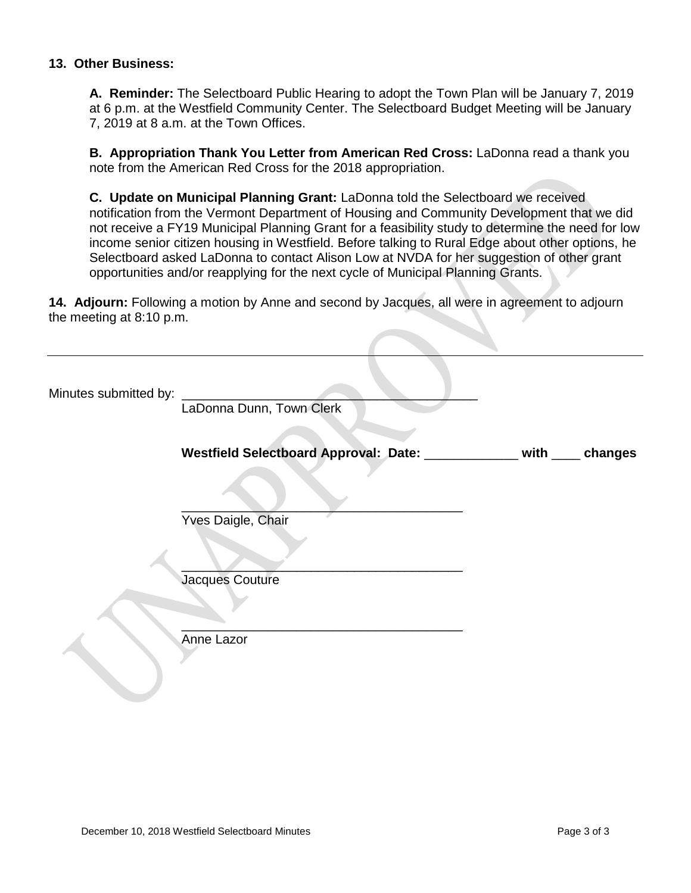**13. Other Business:**

**A. Reminder:** The Selectboard Public Hearing to adopt the Town Plan will be January 7, 2019 at 6 p.m. at the Westfield Community Center. The Selectboard Budget Meeting will be January 7, 2019 at 8 a.m. at the Town Offices.

**B. Appropriation Thank You Letter from American Red Cross:** LaDonna read a thank you note from the American Red Cross for the 2018 appropriation.

**C. Update on Municipal Planning Grant:** LaDonna told the Selectboard we received notification from the Vermont Department of Housing and Community Development that we did not receive a FY19 Municipal Planning Grant for a feasibility study to determine the need for low income senior citizen housing in Westfield. Before talking to Rural Edge about other options, he Selectboard asked LaDonna to contact Alison Low at NVDA for her suggestion of other grant opportunities and/or reapplying for the next cycle of Municipal Planning Grants.

**14. Adjourn:** Following a motion by Anne and second by Jacques, all were in agreement to adjourn the meeting at 8:10 p.m.

---

Minutes submitted by: ________________________________________
LaDonna Dunn, Town Clerk

**Westfield Selectboard Approval: Date:** _____________ **with** ____ **changes**

________________________________________
Yves Daigle, Chair

________________________________________
Jacques Couture

________________________________________
Anne Lazor

UNAPPROVED